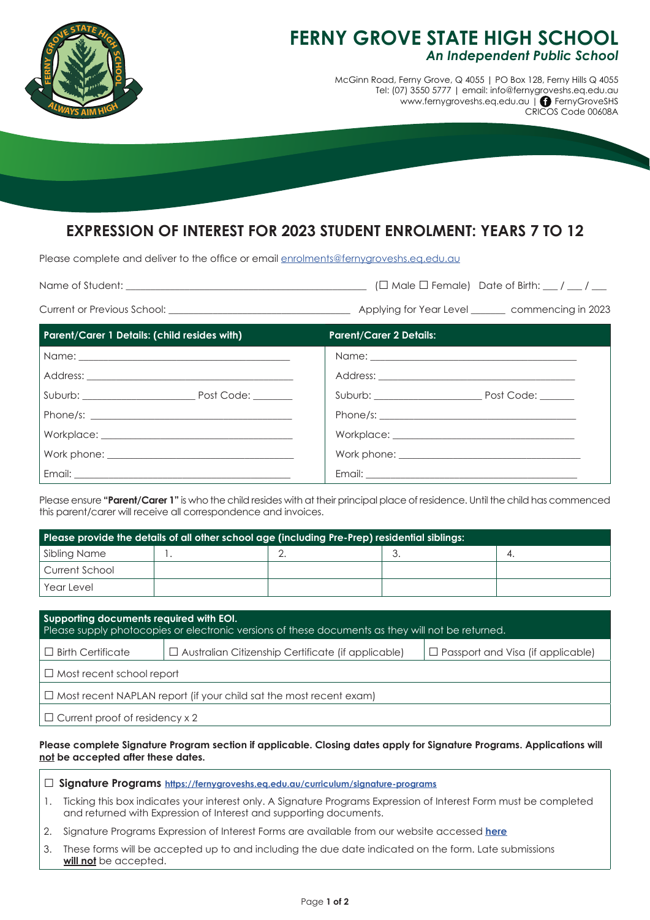# FERNY GROVE STATE HIGH SCHOOL

***An Independent Public School***

McGinn Road, Ferny Grove, Q 4055 | PO Box 128, Ferny Hills Q 4055
Tel: (07) 3550 5777 | email: info@fernygroveshs.eq.edu.au
www.fernygroveshs.eq.edu.au | FernyGroveSHS
CRICOS Code 00608A

## EXPRESSION OF INTEREST FOR 2023 STUDENT ENROLMENT: YEARS 7 TO 12

Please complete and deliver to the office or email enrolments@fernygroveshs.eq.edu.au

Name of Student: ______________________________ (☐ Male ☐ Female) Date of Birth: ___ / ___ / ___

Current or Previous School: ______________________________ Applying for Year Level ______ commencing in 2023

| Parent/Carer 1 Details: (child resides with) | Parent/Carer 2 Details: |
|---|---|
| Name: ______________________________ | Name: ______________________________ |
| Address: ______________________________ | Address: ______________________________ |
| Suburb: ________________ Post Code: _______ | Suburb: ________________ Post Code: _______ |
| Phone/s: ______________________________ | Phone/s: ______________________________ |
| Workplace: ______________________________ | Workplace: ______________________________ |
| Work phone: ______________________________ | Work phone: ______________________________ |
| Email: ______________________________ | Email: ______________________________ |

Please ensure **"Parent/Carer 1"** is who the child resides with at their principal place of residence. Until the child has commenced this parent/carer will receive all correspondence and invoices.

| Please provide the details of all other school age (including Pre-Prep) residential siblings: | | | | |
|---|---|---|---|---|
| Sibling Name | 1. | 2. | 3. | 4. |
| Current School | | | | |
| Year Level | | | | |

| Supporting documents required with EOI. Please supply photocopies or electronic versions of these documents as they will not be returned. | | |
|---|---|---|
| ☐ Birth Certificate | ☐ Australian Citizenship Certificate (if applicable) | ☐ Passport and Visa (if applicable) |
| ☐ Most recent school report | | |
| ☐ Most recent NAPLAN report (if your child sat the most recent exam) | | |
| ☐ Current proof of residency x 2 | | |

**Please complete Signature Program section if applicable. Closing dates apply for Signature Programs. Applications will <u>not</u> be accepted after these dates.**

☐ **Signature Programs** https://fernygroveshs.eq.edu.au/curriculum/signature-programs

1. Ticking this box indicates your interest only. A Signature Programs Expression of Interest Form must be completed and returned with Expression of Interest and supporting documents.
2. Signature Programs Expression of Interest Forms are available from our website accessed **here**
3. These forms will be accepted up to and including the due date indicated on the form. Late submissions **<u>will not</u>** be accepted.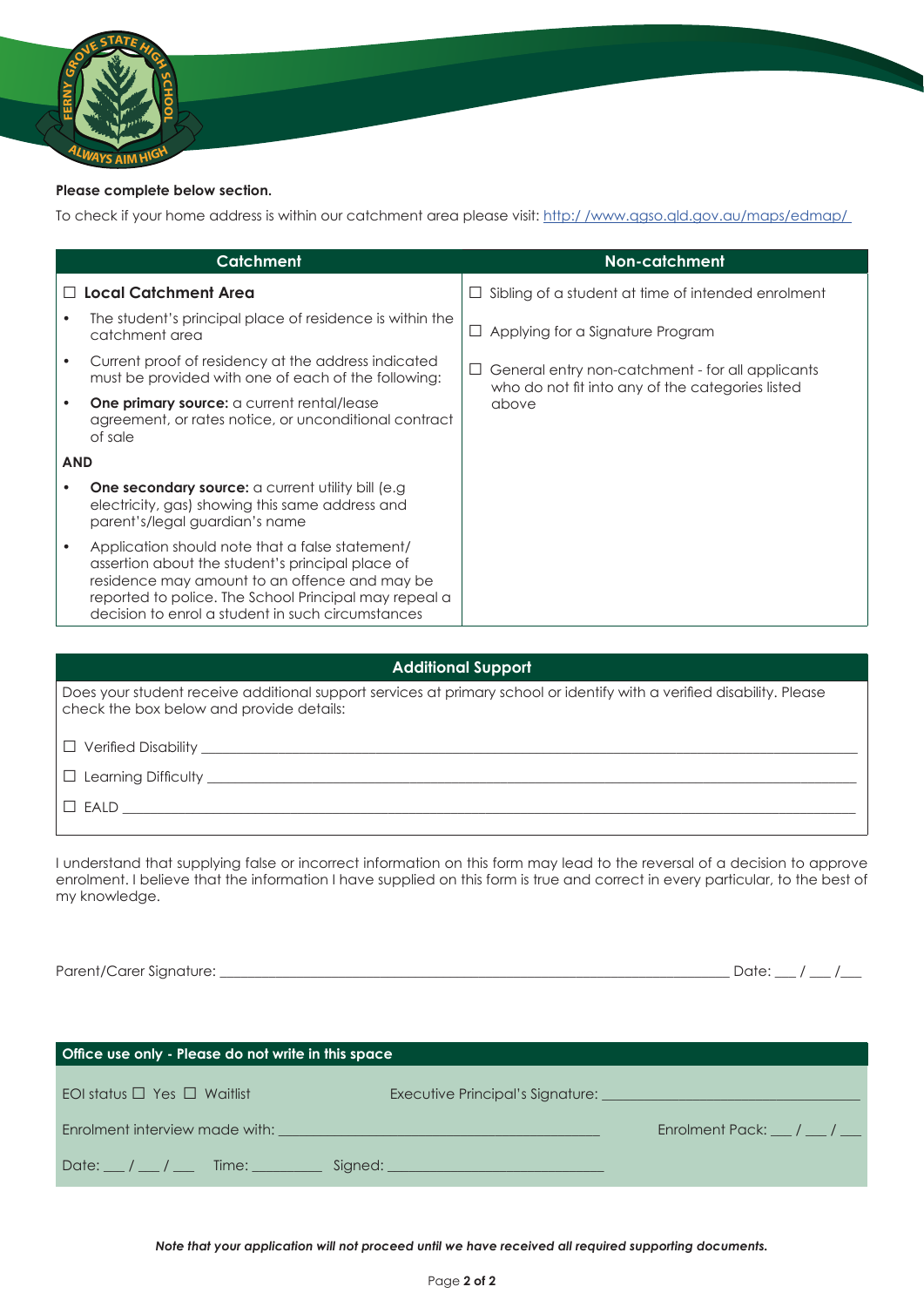**Please complete below section.**

To check if your home address is within our catchment area please visit: http:/ /www.qgso.qld.gov.au/maps/edmap/

| Catchment | Non-catchment |
|---|---|
| ☐ **Local Catchment Area**<br>• The student's principal place of residence is within the catchment area<br>• Current proof of residency at the address indicated must be provided with one of each of the following:<br>• **One primary source:** a current rental/lease agreement, or rates notice, or unconditional contract of sale<br>**AND**<br>• **One secondary source:** a current utility bill (e.g electricity, gas) showing this same address and parent's/legal guardian's name<br>• Application should note that a false statement/ assertion about the student's principal place of residence may amount to an offence and may be reported to police. The School Principal may repeal a decision to enrol a student in such circumstances | ☐ Sibling of a student at time of intended enrolment<br>☐ Applying for a Signature Program<br>☐ General entry non-catchment - for all applicants who do not fit into any of the categories listed above |

## Additional Support

Does your student receive additional support services at primary school or identify with a verified disability. Please check the box below and provide details:

☐ Verified Disability ____________________

☐ Learning Difficulty ____________________

☐ EALD ____________________

I understand that supplying false or incorrect information on this form may lead to the reversal of a decision to approve enrolment. I believe that the information I have supplied on this form is true and correct in every particular, to the best of my knowledge.

Parent/Carer Signature: ____________________ Date: ___ / ___ /___

**Office use only - Please do not write in this space**

EOI status ☐ Yes ☐ Waitlist Executive Principal's Signature: ____________________

Enrolment interview made with: ____________________ Enrolment Pack: ___ / ___ / ___

Date: ___ / ___ / ___ Time: _________ Signed: ____________________

***Note that your application will not proceed until we have received all required supporting documents.***